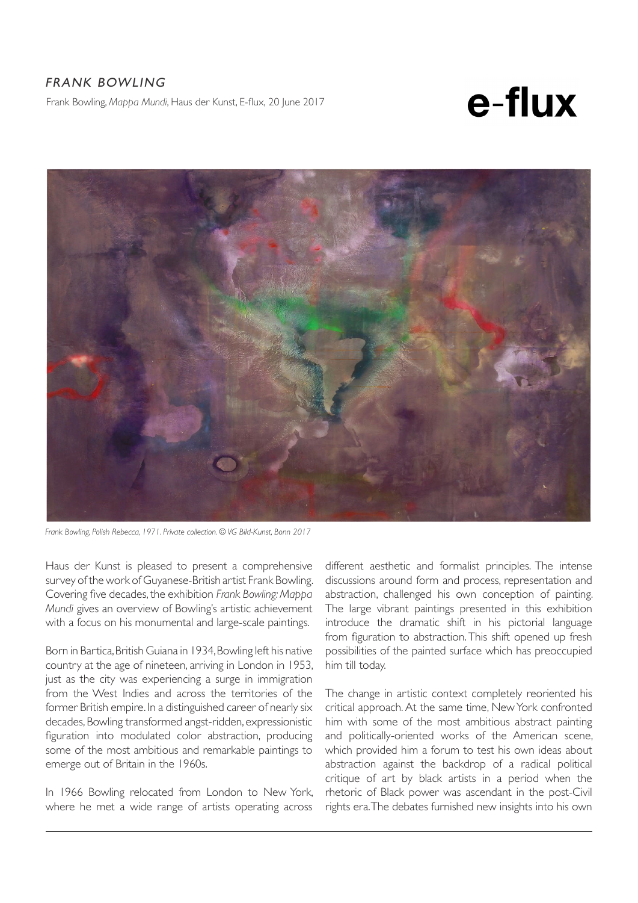*FRANK BOWLING*

Frank Bowling, *Mappa Mundi*, Haus der Kunst, E-flux, 20 June 2017

e-flux

*Frank Bowling, Polish Rebecca, 1971. Private collection. © VG Bild-Kunst, Bonn 2017*

Haus der Kunst is pleased to present a comprehensive survey of the work of Guyanese-British artist Frank Bowling. Covering five decades, the exhibition *Frank Bowling: Mappa Mundi* gives an overview of Bowling's artistic achievement with a focus on his monumental and large-scale paintings.

Born in Bartica, British Guiana in 1934, Bowling left his native country at the age of nineteen, arriving in London in 1953, just as the city was experiencing a surge in immigration from the West Indies and across the territories of the former British empire. In a distinguished career of nearly six decades, Bowling transformed angst-ridden, expressionistic figuration into modulated color abstraction, producing some of the most ambitious and remarkable paintings to emerge out of Britain in the 1960s.

In 1966 Bowling relocated from London to New York, where he met a wide range of artists operating across different aesthetic and formalist principles. The intense discussions around form and process, representation and abstraction, challenged his own conception of painting. The large vibrant paintings presented in this exhibition introduce the dramatic shift in his pictorial language from figuration to abstraction. This shift opened up fresh possibilities of the painted surface which has preoccupied him till today.

The change in artistic context completely reoriented his critical approach. At the same time, New York confronted him with some of the most ambitious abstract painting and politically-oriented works of the American scene, which provided him a forum to test his own ideas about abstraction against the backdrop of a radical political critique of art by black artists in a period when the rhetoric of Black power was ascendant in the post-Civil rights era. The debates furnished new insights into his own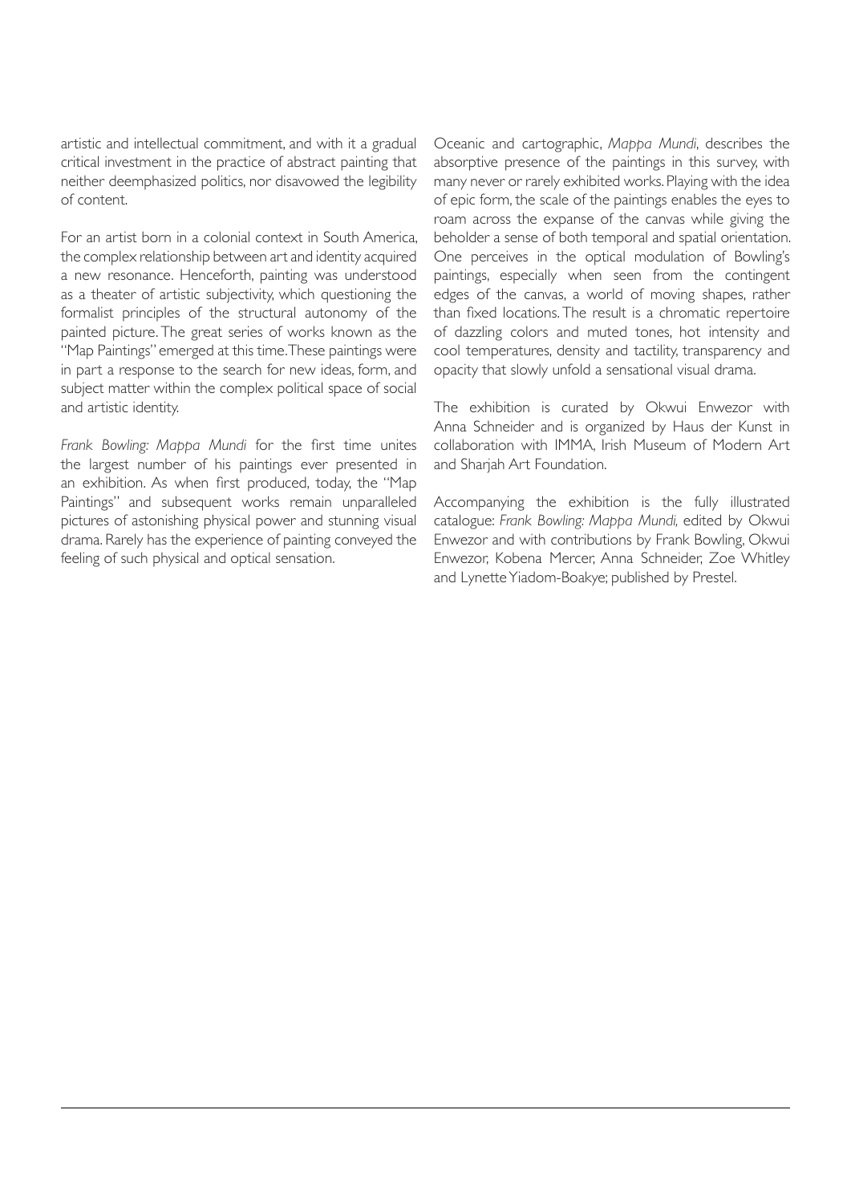artistic and intellectual commitment, and with it a gradual critical investment in the practice of abstract painting that neither deemphasized politics, nor disavowed the legibility of content.

For an artist born in a colonial context in South America, the complex relationship between art and identity acquired a new resonance. Henceforth, painting was understood as a theater of artistic subjectivity, which questioning the formalist principles of the structural autonomy of the painted picture. The great series of works known as the "Map Paintings" emerged at this time. These paintings were in part a response to the search for new ideas, form, and subject matter within the complex political space of social and artistic identity.

*Frank Bowling: Mappa Mundi* for the first time unites the largest number of his paintings ever presented in an exhibition. As when first produced, today, the "Map Paintings" and subsequent works remain unparalleled pictures of astonishing physical power and stunning visual drama. Rarely has the experience of painting conveyed the feeling of such physical and optical sensation.

Oceanic and cartographic, *Mappa Mundi*, describes the absorptive presence of the paintings in this survey, with many never or rarely exhibited works. Playing with the idea of epic form, the scale of the paintings enables the eyes to roam across the expanse of the canvas while giving the beholder a sense of both temporal and spatial orientation. One perceives in the optical modulation of Bowling's paintings, especially when seen from the contingent edges of the canvas, a world of moving shapes, rather than fixed locations. The result is a chromatic repertoire of dazzling colors and muted tones, hot intensity and cool temperatures, density and tactility, transparency and opacity that slowly unfold a sensational visual drama.

The exhibition is curated by Okwui Enwezor with Anna Schneider and is organized by Haus der Kunst in collaboration with IMMA, Irish Museum of Modern Art and Sharjah Art Foundation.

Accompanying the exhibition is the fully illustrated catalogue: *Frank Bowling: Mappa Mundi*, edited by Okwui Enwezor and with contributions by Frank Bowling, Okwui Enwezor, Kobena Mercer, Anna Schneider, Zoe Whitley and Lynette Yiadom-Boakye; published by Prestel.